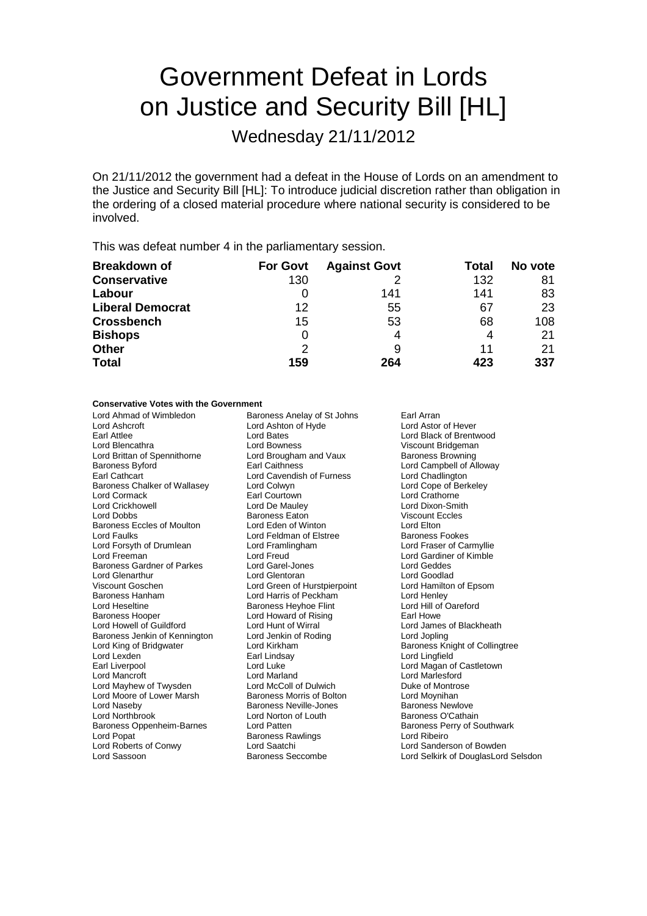# Government Defeat in Lords on Justice and Security Bill [HL]

## Wednesday 21/11/2012

On 21/11/2012 the government had a defeat in the House of Lords on an amendment to the Justice and Security Bill [HL]: To introduce judicial discretion rather than obligation in the ordering of a closed material procedure where national security is considered to be involved.

This was defeat number 4 in the parliamentary session.

| Breakdown of | For Govt | Against Govt | Total | No vote |
|---|---|---|---|---|
| **Conservative** | 130 | 2 | 132 | 81 |
| **Labour** | 0 | 141 | 141 | 83 |
| **Liberal Democrat** | 12 | 55 | 67 | 23 |
| **Crossbench** | 15 | 53 | 68 | 108 |
| **Bishops** | 0 | 4 | 4 | 21 |
| **Other** | 2 | 9 | 11 | 21 |
| **Total** | 159 | 264 | 423 | 337 |

**Conservative Votes with the Government**

Lord Ahmad of Wimbledon, Baroness Anelay of St Johns, Earl Arran
Lord Ashcroft, Lord Ashton of Hyde, Lord Astor of Hever
Earl Attlee, Lord Bates, Lord Black of Brentwood
Lord Blencathra, Lord Bowness, Viscount Bridgeman
Lord Brittan of Spennithorne, Lord Brougham and Vaux, Baroness Browning
Baroness Byford, Earl Caithness, Lord Campbell of Alloway
Earl Cathcart, Lord Cavendish of Furness, Lord Chadlington
Baroness Chalker of Wallasey, Lord Colwyn, Lord Cope of Berkeley
Lord Cormack, Earl Courtown, Lord Crathorne
Lord Crickhowell, Lord De Mauley, Lord Dixon-Smith
Lord Dobbs, Baroness Eaton, Viscount Eccles
Baroness Eccles of Moulton, Lord Eden of Winton, Lord Elton
Lord Faulks, Lord Feldman of Elstree, Baroness Fookes
Lord Forsyth of Drumlean, Lord Framlingham, Lord Fraser of Carmyllie
Lord Freeman, Lord Freud, Lord Gardiner of Kimble
Baroness Gardner of Parkes, Lord Garel-Jones, Lord Geddes
Lord Glenarthur, Lord Glentoran, Lord Goodlad
Viscount Goschen, Lord Green of Hurstpierpoint, Lord Hamilton of Epsom
Baroness Hanham, Lord Harris of Peckham, Lord Henley
Lord Heseltine, Baroness Heyhoe Flint, Lord Hill of Oareford
Baroness Hooper, Lord Howard of Rising, Earl Howe
Lord Howell of Guildford, Lord Hunt of Wirral, Lord James of Blackheath
Baroness Jenkin of Kennington, Lord Jenkin of Roding, Lord Jopling
Lord King of Bridgwater, Lord Kirkham, Baroness Knight of Collingtree
Lord Lexden, Earl Lindsay, Lord Lingfield
Earl Liverpool, Lord Luke, Lord Magan of Castletown
Lord Mancroft, Lord Marland, Lord Marlesford
Lord Mayhew of Twysden, Lord McColl of Dulwich, Duke of Montrose
Lord Moore of Lower Marsh, Baroness Morris of Bolton, Lord Moynihan
Lord Naseby, Baroness Neville-Jones, Baroness Newlove
Lord Northbrook, Lord Norton of Louth, Baroness O'Cathain
Baroness Oppenheim-Barnes, Lord Patten, Baroness Perry of Southwark
Lord Popat, Baroness Rawlings, Lord Ribeiro
Lord Roberts of Conwy, Lord Saatchi, Lord Sanderson of Bowden
Lord Sassoon, Baroness Seccombe, Lord Selkirk of Douglas, Lord Selsdon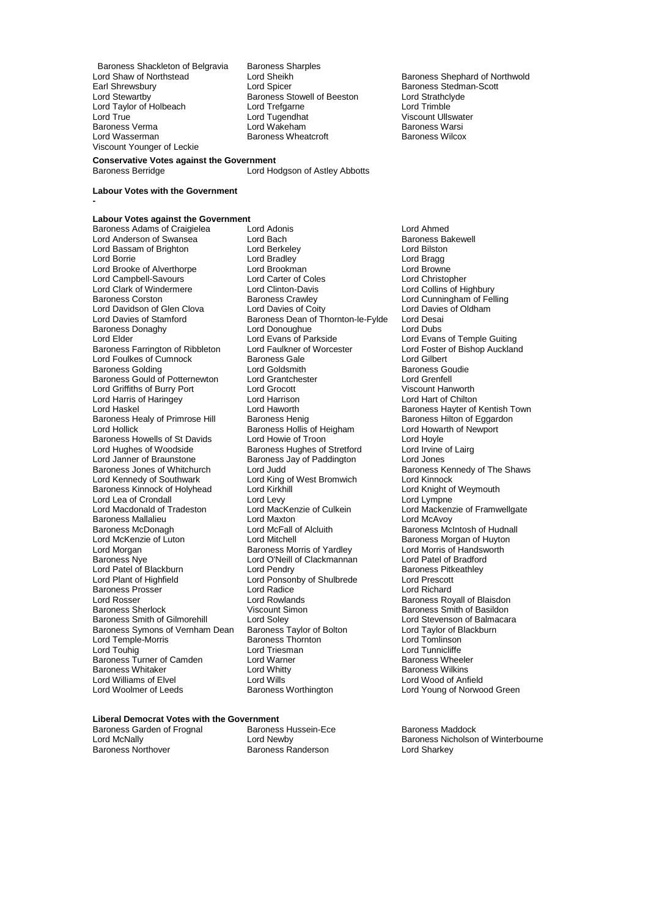Baroness Shackleton of Belgravia, Baroness Sharples, Lord Shaw of Northstead, Lord Sheikh, Baroness Shephard of Northwold, Earl Shrewsbury, Lord Spicer, Baroness Stedman-Scott, Lord Stewartby, Baroness Stowell of Beeston, Lord Strathclyde, Lord Taylor of Holbeach, Lord Trefgarne, Lord Trimble, Lord True, Lord Tugendhat, Viscount Ullswater, Baroness Verma, Lord Wakeham, Baroness Warsi, Lord Wasserman, Baroness Wheatcroft, Baroness Wilcox, Viscount Younger of Leckie

**Conservative Votes against the Government**

Baroness Berridge, Lord Hodgson of Astley Abbotts

**Labour Votes with the Government**

-

**Labour Votes against the Government**

Baroness Adams of Craigielea, Lord Adonis, Lord Ahmed, Lord Anderson of Swansea, Lord Bach, Baroness Bakewell, Lord Bassam of Brighton, Lord Berkeley, Lord Bilston, Lord Borrie, Lord Bradley, Lord Bragg, Lord Brooke of Alverthorpe, Lord Brookman, Lord Browne, Lord Campbell-Savours, Lord Carter of Coles, Lord Christopher, Lord Clark of Windermere, Lord Clinton-Davis, Lord Collins of Highbury, Baroness Corston, Baroness Crawley, Lord Cunningham of Felling, Lord Davidson of Glen Clova, Lord Davies of Coity, Lord Davies of Oldham, Lord Davies of Stamford, Baroness Dean of Thornton-le-Fylde, Lord Desai, Baroness Donaghy, Lord Donoughue, Lord Dubs, Lord Elder, Lord Evans of Parkside, Lord Evans of Temple Guiting, Baroness Farrington of Ribbleton, Lord Faulkner of Worcester, Lord Foster of Bishop Auckland, Lord Foulkes of Cumnock, Baroness Gale, Lord Gilbert, Baroness Golding, Lord Goldsmith, Baroness Goudie, Baroness Gould of Potternewton, Lord Grantchester, Lord Grenfell, Lord Griffiths of Burry Port, Lord Grocott, Viscount Hanworth, Lord Harris of Haringey, Lord Harrison, Lord Hart of Chilton, Lord Haskel, Lord Haworth, Baroness Hayter of Kentish Town, Baroness Healy of Primrose Hill, Baroness Henig, Baroness Hilton of Eggardon, Lord Hollick, Baroness Hollis of Heigham, Lord Howarth of Newport, Baroness Howells of St Davids, Lord Howie of Troon, Lord Hoyle, Lord Hughes of Woodside, Baroness Hughes of Stretford, Lord Irvine of Lairg, Lord Janner of Braunstone, Baroness Jay of Paddington, Lord Jones, Baroness Jones of Whitchurch, Lord Judd, Baroness Kennedy of The Shaws, Lord Kennedy of Southwark, Lord King of West Bromwich, Lord Kinnock, Baroness Kinnock of Holyhead, Lord Kirkhill, Lord Knight of Weymouth, Lord Lea of Crondall, Lord Levy, Lord Lympne, Lord Macdonald of Tradeston, Lord MacKenzie of Culkein, Lord Mackenzie of Framwellgate, Baroness Mallalieu, Lord Maxton, Lord McAvoy, Baroness McDonagh, Lord McFall of Alcluith, Baroness McIntosh of Hudnall, Lord McKenzie of Luton, Lord Mitchell, Baroness Morgan of Huyton, Lord Morgan, Baroness Morris of Yardley, Lord Morris of Handsworth, Baroness Nye, Lord O'Neill of Clackmannan, Lord Patel of Bradford, Lord Patel of Blackburn, Lord Pendry, Baroness Pitkeathley, Lord Plant of Highfield, Lord Ponsonby of Shulbrede, Lord Prescott, Baroness Prosser, Lord Radice, Lord Richard, Lord Rosser, Lord Rowlands, Baroness Royall of Blaisdon, Baroness Sherlock, Viscount Simon, Baroness Smith of Basildon, Baroness Smith of Gilmorehill, Lord Soley, Lord Stevenson of Balmacara, Baroness Symons of Vernham Dean, Baroness Taylor of Bolton, Lord Taylor of Blackburn, Lord Temple-Morris, Baroness Thornton, Lord Tomlinson, Lord Touhig, Lord Triesman, Lord Tunnicliffe, Baroness Turner of Camden, Lord Warner, Baroness Wheeler, Baroness Whitaker, Lord Whitty, Baroness Wilkins, Lord Williams of Elvel, Lord Wills, Lord Wood of Anfield, Lord Woolmer of Leeds, Baroness Worthington, Lord Young of Norwood Green

**Liberal Democrat Votes with the Government**

Baroness Garden of Frognal, Baroness Hussein-Ece, Baroness Maddock, Lord McNally, Lord Newby, Baroness Nicholson of Winterbourne, Baroness Northover, Baroness Randerson, Lord Sharkey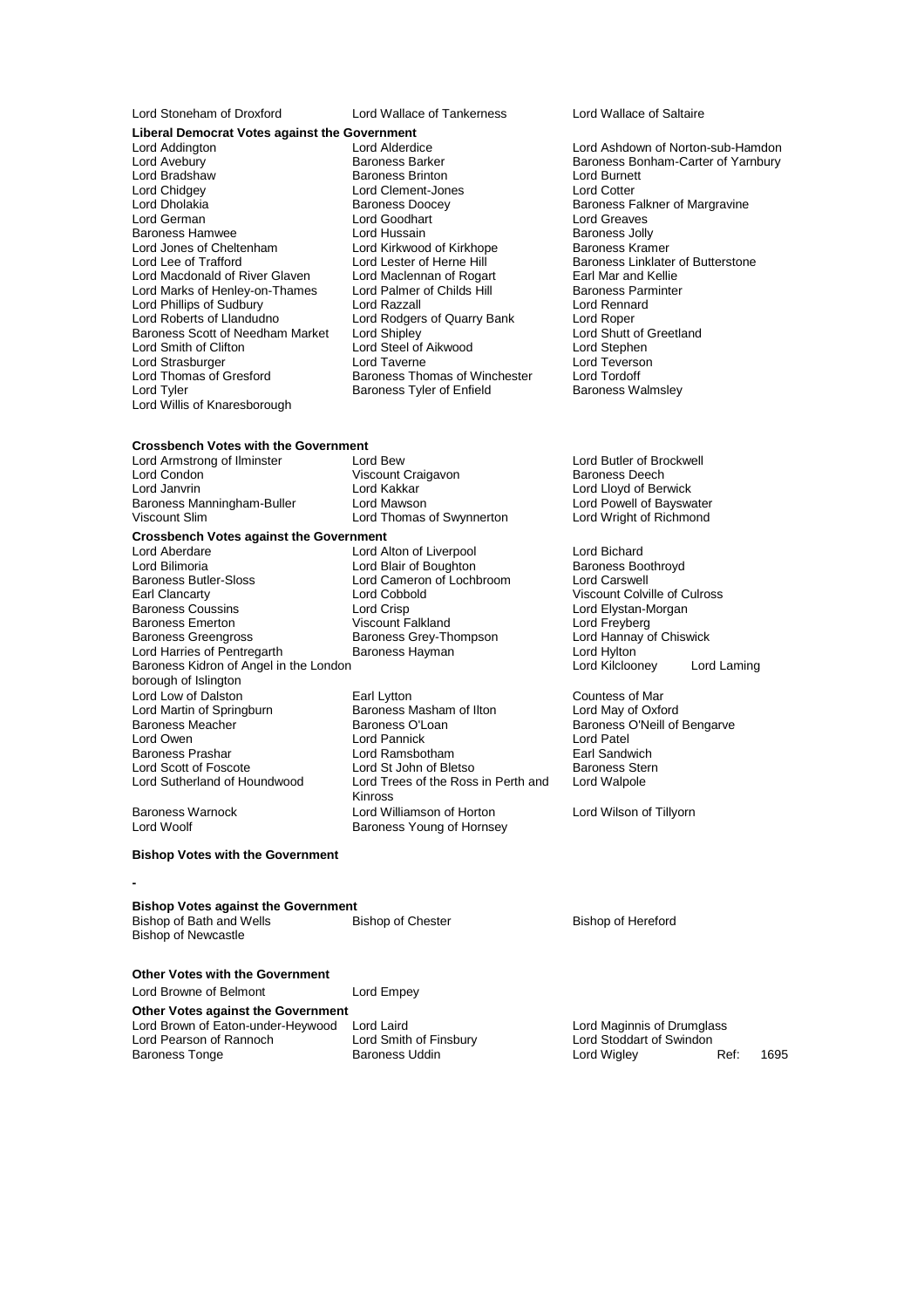Lord Stoneham of Droxford Lord Wallace of Tankerness Lord Wallace of Saltaire

**Liberal Democrat Votes against the Government**

Lord Addington, Lord Alderdice, Lord Ashdown of Norton-sub-Hamdon, Lord Avebury, Baroness Barker, Baroness Bonham-Carter of Yarnbury, Lord Bradshaw, Baroness Brinton, Lord Burnett, Lord Chidgey, Lord Clement-Jones, Lord Cotter, Lord Dholakia, Baroness Doocey, Baroness Falkner of Margravine, Lord German, Lord Goodhart, Lord Greaves, Baroness Hamwee, Lord Hussain, Baroness Jolly, Lord Jones of Cheltenham, Lord Kirkwood of Kirkhope, Baroness Kramer, Lord Lee of Trafford, Lord Lester of Herne Hill, Baroness Linklater of Butterstone, Lord Macdonald of River Glaven, Lord Maclennan of Rogart, Earl Mar and Kellie, Lord Marks of Henley-on-Thames, Lord Palmer of Childs Hill, Baroness Parminter, Lord Phillips of Sudbury, Lord Razzall, Lord Rennard, Lord Roberts of Llandudno, Lord Rodgers of Quarry Bank, Lord Roper, Baroness Scott of Needham Market, Lord Shipley, Lord Shutt of Greetland, Lord Smith of Clifton, Lord Steel of Aikwood, Lord Stephen, Lord Strasburger, Lord Taverne, Lord Teverson, Lord Thomas of Gresford, Baroness Thomas of Winchester, Lord Tordoff, Lord Tyler, Baroness Tyler of Enfield, Baroness Walmsley, Lord Willis of Knaresborough

**Crossbench Votes with the Government**

Lord Armstrong of Ilminster, Lord Bew, Lord Butler of Brockwell, Lord Condon, Viscount Craigavon, Baroness Deech, Lord Janvrin, Lord Kakkar, Lord Lloyd of Berwick, Baroness Manningham-Buller, Lord Mawson, Lord Powell of Bayswater, Viscount Slim, Lord Thomas of Swynnerton, Lord Wright of Richmond

**Crossbench Votes against the Government**

Lord Aberdare, Lord Alton of Liverpool, Lord Bichard, Lord Bilimoria, Lord Blair of Boughton, Baroness Boothroyd, Baroness Butler-Sloss, Lord Cameron of Lochbroom, Lord Carswell, Earl Clancarty, Lord Cobbold, Viscount Colville of Culross, Baroness Coussins, Lord Crisp, Lord Elystan-Morgan, Baroness Emerton, Viscount Falkland, Lord Freyberg, Baroness Greengross, Baroness Grey-Thompson, Lord Hannay of Chiswick, Lord Harries of Pentregarth, Baroness Hayman, Lord Hylton, Baroness Kidron of Angel in the London borough of Islington, Lord Kilclooney, Lord Laming, Lord Low of Dalston, Earl Lytton, Countess of Mar, Lord Martin of Springburn, Baroness Masham of Ilton, Lord May of Oxford, Baroness Meacher, Baroness O'Loan, Baroness O'Neill of Bengarve, Lord Owen, Lord Pannick, Lord Patel, Baroness Prashar, Lord Ramsbotham, Earl Sandwich, Lord Scott of Foscote, Lord St John of Bletso, Baroness Stern, Lord Sutherland of Houndwood, Lord Trees of the Ross in Perth and Kinross, Lord Walpole, Baroness Warnock, Lord Williamson of Horton, Lord Wilson of Tillyorn, Lord Woolf, Baroness Young of Hornsey

**Bishop Votes with the Government**

-

**Bishop Votes against the Government**

Bishop of Bath and Wells, Bishop of Chester, Bishop of Hereford, Bishop of Newcastle

**Other Votes with the Government**

Lord Browne of Belmont, Lord Empey

**Other Votes against the Government**

Lord Brown of Eaton-under-Heywood, Lord Laird, Lord Maginnis of Drumglass, Lord Pearson of Rannoch, Lord Smith of Finsbury, Lord Stoddart of Swindon, Baroness Tonge, Baroness Uddin, Lord Wigley

Ref: 1695